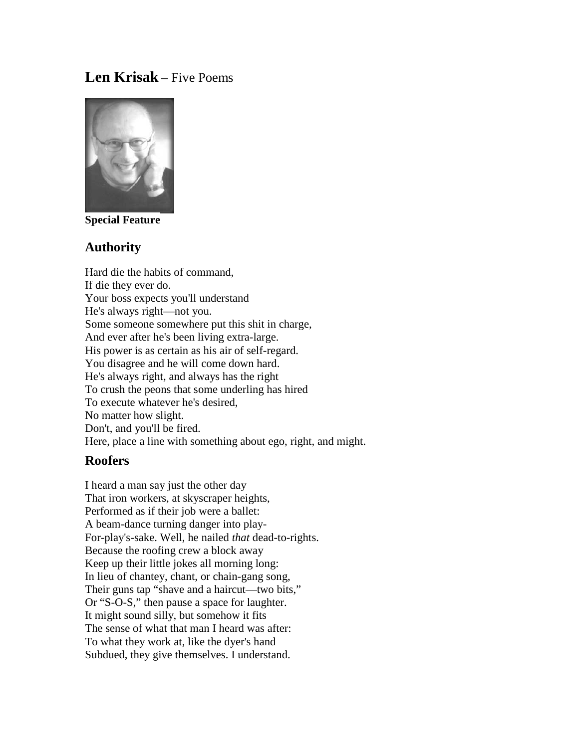# **Len Krisak** – Five Poems

**Special Feature**

## Authority

Hard die the habits of command,
If die they ever do.
Your boss expects you'll understand
He's always right—not you.
Some someone somewhere put this shit in charge,
And ever after he's been living extra-large.
His power is as certain as his air of self-regard.
You disagree and he will come down hard.
He's always right, and always has the right
To crush the peons that some underling has hired
To execute whatever he's desired,
No matter how slight.
Don't, and you'll be fired.
Here, place a line with something about ego, right, and might.

## Roofers

I heard a man say just the other day
That iron workers, at skyscraper heights,
Performed as if their job were a ballet:
A beam-dance turning danger into play-
For-play's-sake. Well, he nailed *that* dead-to-rights.
Because the roofing crew a block away
Keep up their little jokes all morning long:
In lieu of chantey, chant, or chain-gang song,
Their guns tap "shave and a haircut—two bits,"
Or "S-O-S," then pause a space for laughter.
It might sound silly, but somehow it fits
The sense of what that man I heard was after:
To what they work at, like the dyer's hand
Subdued, they give themselves. I understand.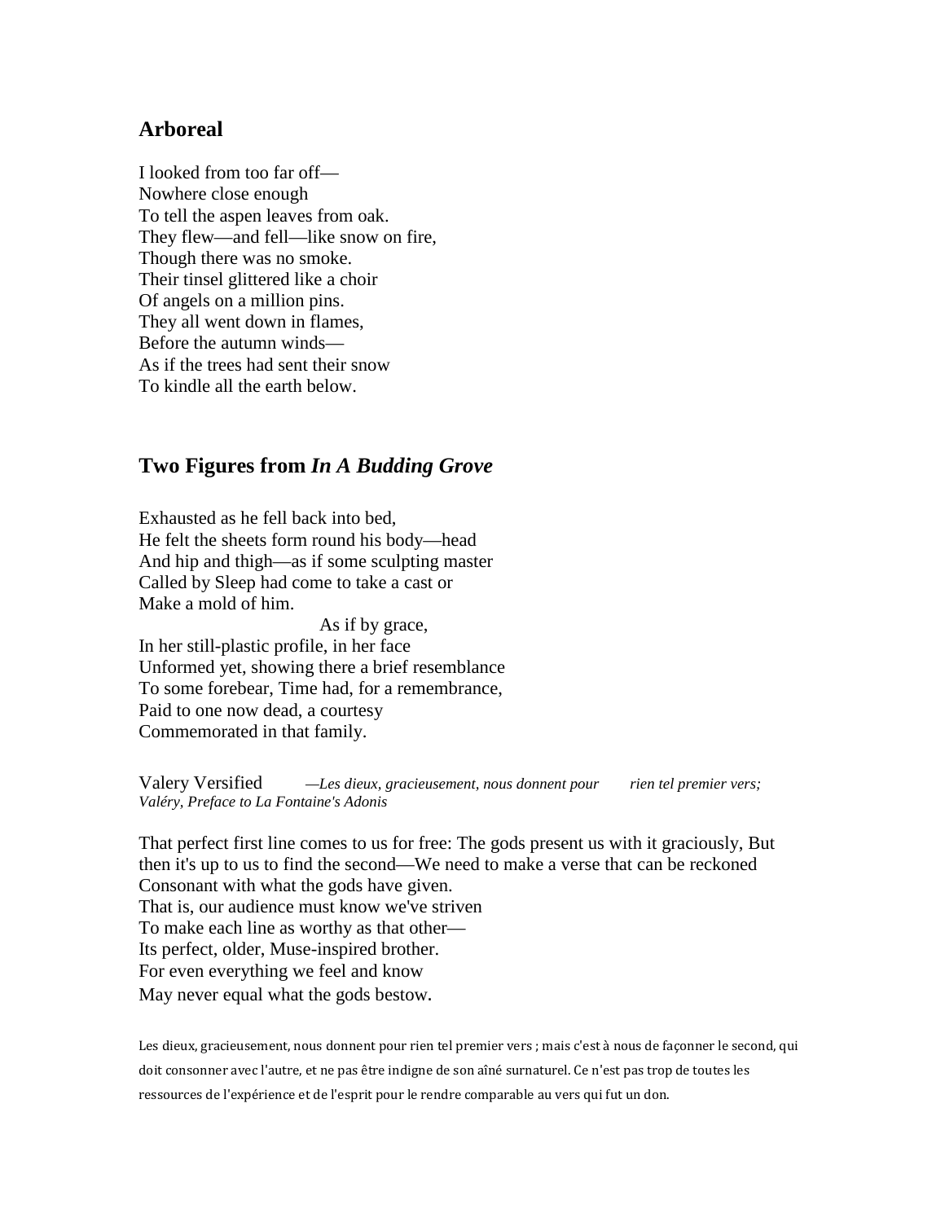## Arboreal

I looked from too far off—  
Nowhere close enough  
To tell the aspen leaves from oak.  
They flew—and fell—like snow on fire,  
Though there was no smoke.  
Their tinsel glittered like a choir  
Of angels on a million pins.  
They all went down in flames,  
Before the autumn winds—  
As if the trees had sent their snow  
To kindle all the earth below.

## Two Figures from *In A Budding Grove*

Exhausted as he fell back into bed,  
He felt the sheets form round his body—head  
And hip and thigh—as if some sculpting master  
Called by Sleep had come to take a cast or  
Make a mold of him.  
                                        As if by grace,  
In her still-plastic profile, in her face  
Unformed yet, showing there a brief resemblance  
To some forebear, Time had, for a remembrance,  
Paid to one now dead, a courtesy  
Commemorated in that family.

Valery Versified        *—Les dieux, gracieusement, nous donnent pour        rien tel premier vers; Valéry, Preface to La Fontaine's Adonis*

That perfect first line comes to us for free: The gods present us with it graciously, But then it's up to us to find the second—We need to make a verse that can be reckoned  
Consonant with what the gods have given.  
That is, our audience must know we've striven  
To make each line as worthy as that other—  
Its perfect, older, Muse-inspired brother.  
For even everything we feel and know  
May never equal what the gods bestow.

Les dieux, gracieusement, nous donnent pour rien tel premier vers ; mais c'est à nous de façonner le second, qui doit consonner avec l'autre, et ne pas être indigne de son aîné surnaturel. Ce n'est pas trop de toutes les ressources de l'expérience et de l'esprit pour le rendre comparable au vers qui fut un don.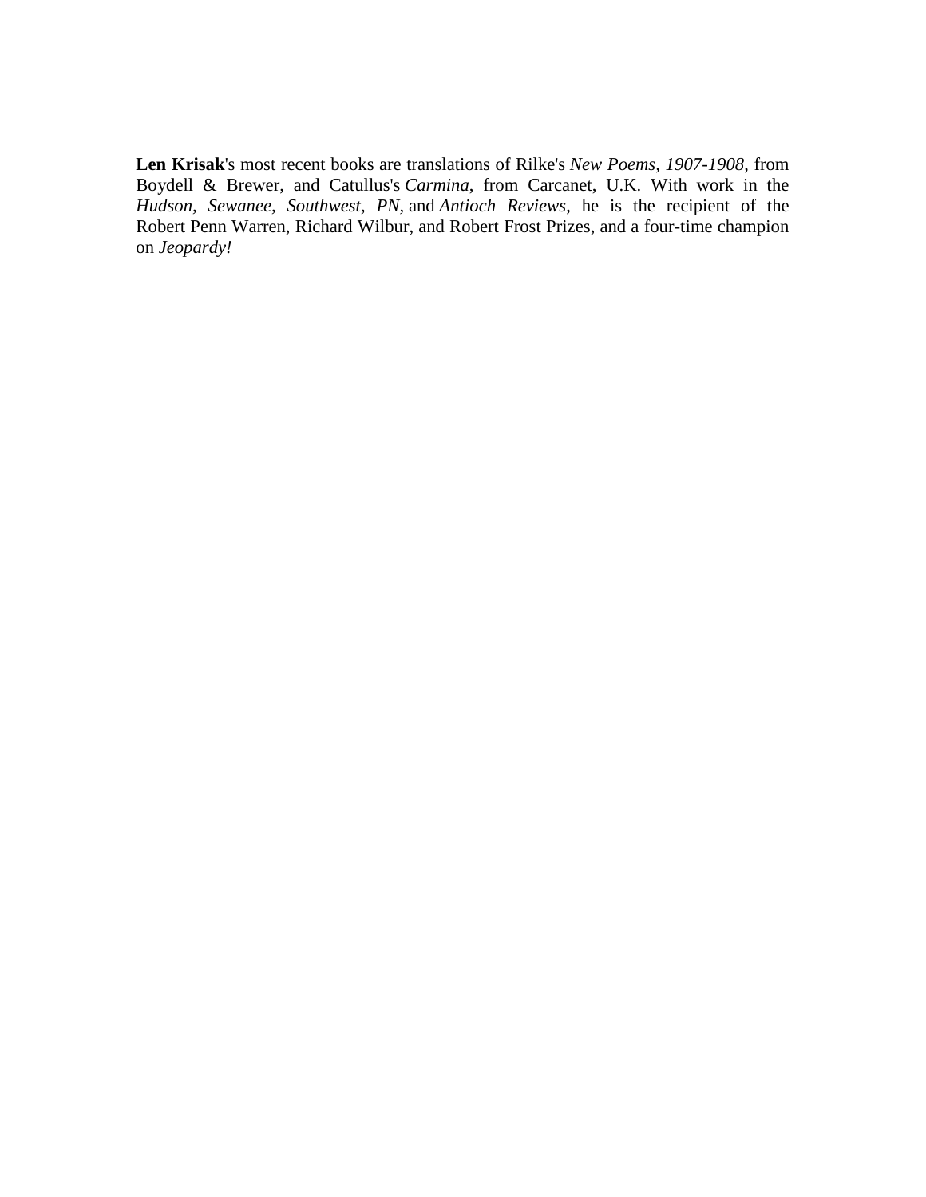**Len Krisak**'s most recent books are translations of Rilke's *New Poems, 1907-1908*, from Boydell & Brewer, and Catullus's *Carmina*, from Carcanet, U.K. With work in the *Hudson, Sewanee, Southwest, PN,* and *Antioch Reviews*, he is the recipient of the Robert Penn Warren, Richard Wilbur, and Robert Frost Prizes, and a four-time champion on *Jeopardy!*